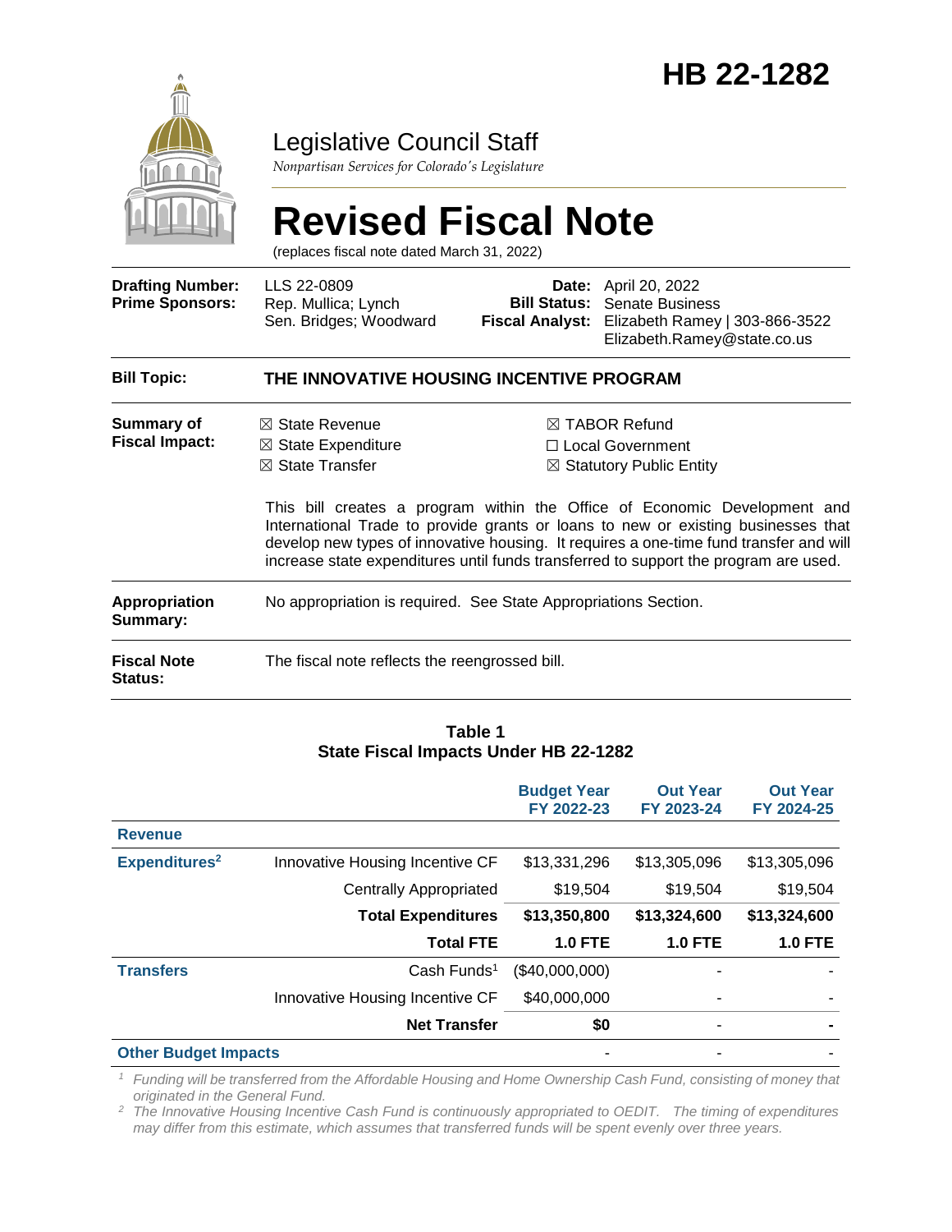# HB 22-1282

Legislative Council Staff

*Nonpartisan Services for Colorado's Legislature*

# Revised Fiscal Note

(replaces fiscal note dated March 31, 2022)

| | | | |
|---|---|---|---|
| **Drafting Number:** | LLS 22-0809 | **Date:** | April 20, 2022 |
| **Prime Sponsors:** | Rep. Mullica; Lynch<br>Sen. Bridges; Woodward | **Bill Status:** | Senate Business |
| | | **Fiscal Analyst:** | Elizabeth Ramey \| 303-866-3522<br>Elizabeth.Ramey@state.co.us |

**Bill Topic:** **THE INNOVATIVE HOUSING INCENTIVE PROGRAM**

**Summary of Fiscal Impact:**

- ☒ State Revenue
- ☒ State Expenditure
- ☒ State Transfer
- ☒ TABOR Refund
- ☐ Local Government
- ☒ Statutory Public Entity

This bill creates a program within the Office of Economic Development and International Trade to provide grants or loans to new or existing businesses that develop new types of innovative housing. It requires a one-time fund transfer and will increase state expenditures until funds transferred to support the program are used.

**Appropriation Summary:** No appropriation is required. See State Appropriations Section.

**Fiscal Note Status:** The fiscal note reflects the reengrossed bill.

**Table 1**
**State Fiscal Impacts Under HB 22-1282**

| | | Budget Year FY 2022-23 | Out Year FY 2023-24 | Out Year FY 2024-25 |
|---|---|---|---|---|
| **Revenue** | | | | |
| **Expenditures[2]** | Innovative Housing Incentive CF | $13,331,296 | $13,305,096 | $13,305,096 |
| | Centrally Appropriated | $19,504 | $19,504 | $19,504 |
| | **Total Expenditures** | **$13,350,800** | **$13,324,600** | **$13,324,600** |
| | **Total FTE** | **1.0 FTE** | **1.0 FTE** | **1.0 FTE** |
| **Transfers** | Cash Funds[1] | ($40,000,000) | - | - |
| | Innovative Housing Incentive CF | $40,000,000 | - | - |
| | **Net Transfer** | **$0** | - | **-** |
| **Other Budget Impacts** | | - | - | - |

[1] *Funding will be transferred from the Affordable Housing and Home Ownership Cash Fund, consisting of money that originated in the General Fund.*

[2] *The Innovative Housing Incentive Cash Fund is continuously appropriated to OEDIT. The timing of expenditures may differ from this estimate, which assumes that transferred funds will be spent evenly over three years.*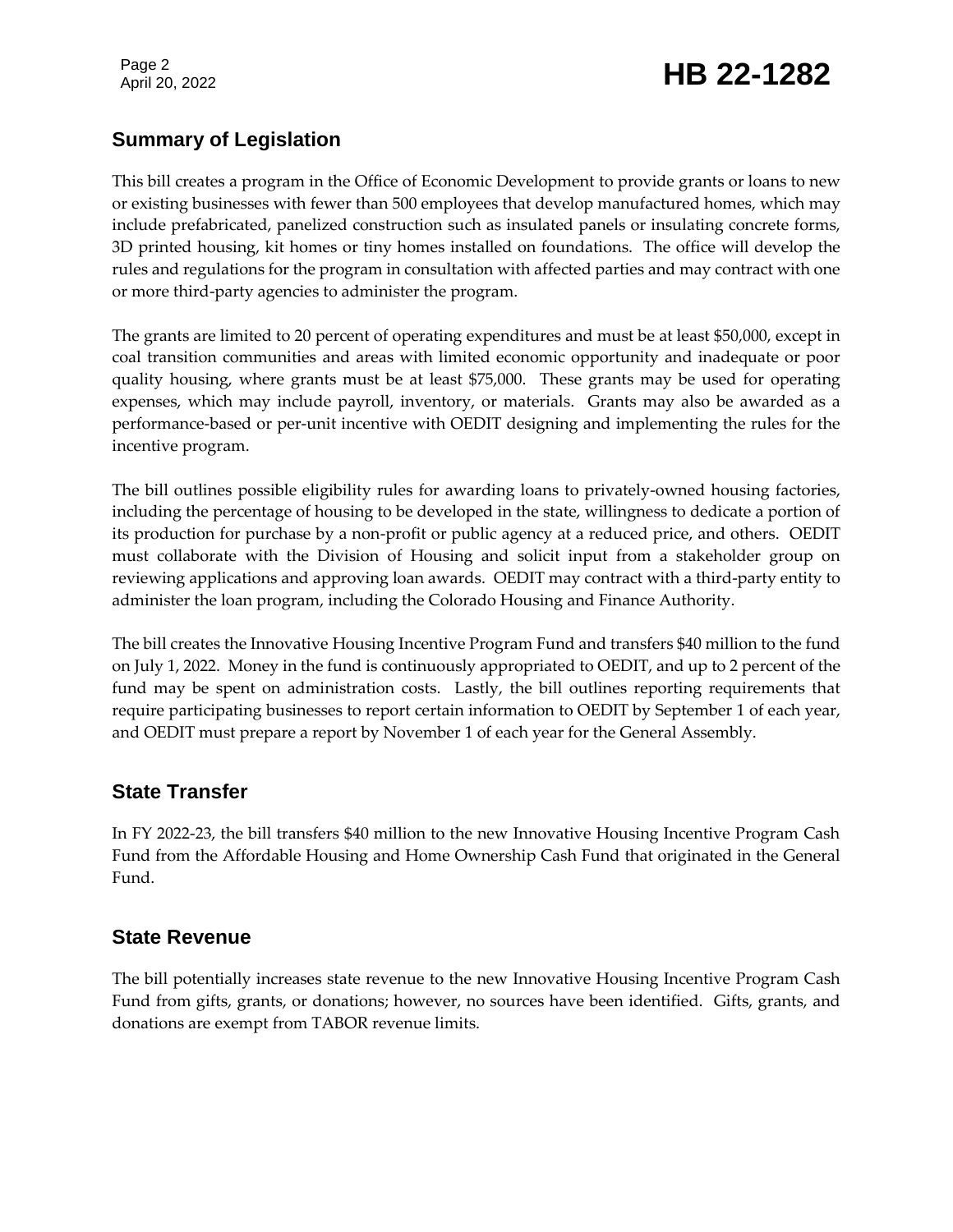## Summary of Legislation

This bill creates a program in the Office of Economic Development to provide grants or loans to new or existing businesses with fewer than 500 employees that develop manufactured homes, which may include prefabricated, panelized construction such as insulated panels or insulating concrete forms, 3D printed housing, kit homes or tiny homes installed on foundations. The office will develop the rules and regulations for the program in consultation with affected parties and may contract with one or more third-party agencies to administer the program.

The grants are limited to 20 percent of operating expenditures and must be at least $50,000, except in coal transition communities and areas with limited economic opportunity and inadequate or poor quality housing, where grants must be at least $75,000. These grants may be used for operating expenses, which may include payroll, inventory, or materials. Grants may also be awarded as a performance-based or per-unit incentive with OEDIT designing and implementing the rules for the incentive program.

The bill outlines possible eligibility rules for awarding loans to privately-owned housing factories, including the percentage of housing to be developed in the state, willingness to dedicate a portion of its production for purchase by a non-profit or public agency at a reduced price, and others. OEDIT must collaborate with the Division of Housing and solicit input from a stakeholder group on reviewing applications and approving loan awards. OEDIT may contract with a third-party entity to administer the loan program, including the Colorado Housing and Finance Authority.

The bill creates the Innovative Housing Incentive Program Fund and transfers $40 million to the fund on July 1, 2022. Money in the fund is continuously appropriated to OEDIT, and up to 2 percent of the fund may be spent on administration costs. Lastly, the bill outlines reporting requirements that require participating businesses to report certain information to OEDIT by September 1 of each year, and OEDIT must prepare a report by November 1 of each year for the General Assembly.

## State Transfer

In FY 2022-23, the bill transfers $40 million to the new Innovative Housing Incentive Program Cash Fund from the Affordable Housing and Home Ownership Cash Fund that originated in the General Fund.

## State Revenue

The bill potentially increases state revenue to the new Innovative Housing Incentive Program Cash Fund from gifts, grants, or donations; however, no sources have been identified. Gifts, grants, and donations are exempt from TABOR revenue limits.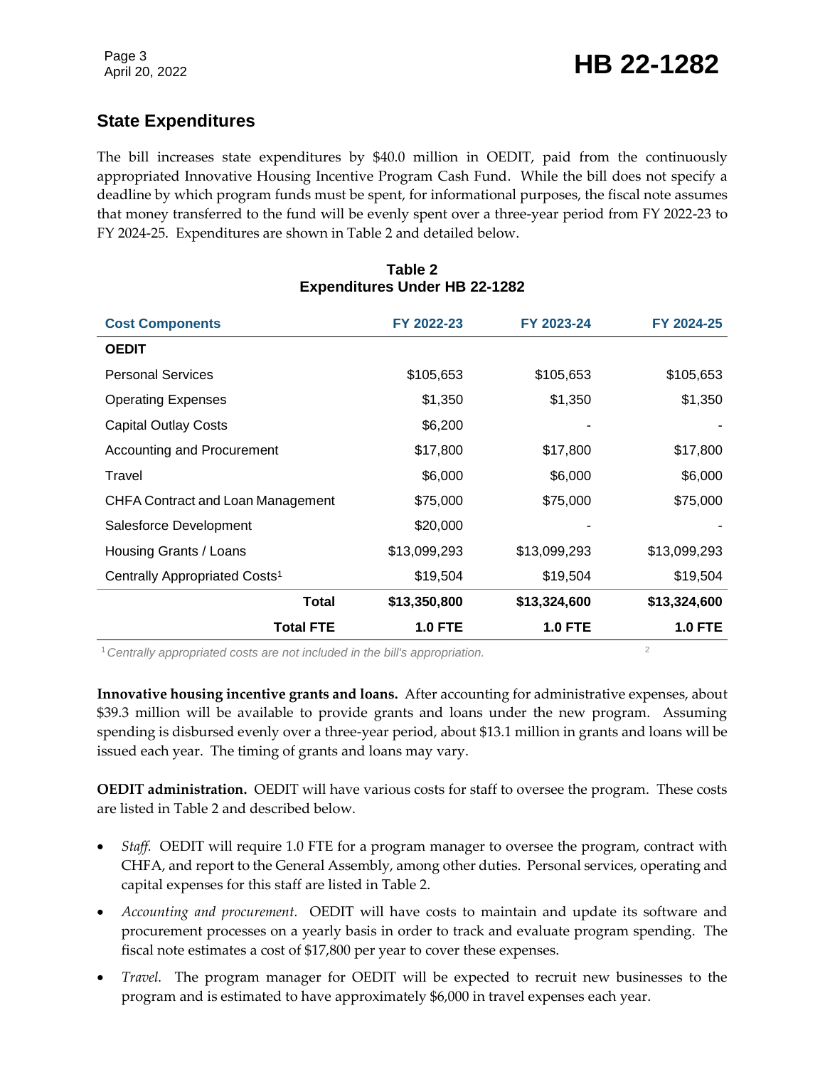## State Expenditures

The bill increases state expenditures by $40.0 million in OEDIT, paid from the continuously appropriated Innovative Housing Incentive Program Cash Fund. While the bill does not specify a deadline by which program funds must be spent, for informational purposes, the fiscal note assumes that money transferred to the fund will be evenly spent over a three-year period from FY 2022-23 to FY 2024-25. Expenditures are shown in Table 2 and detailed below.

**Table 2**
**Expenditures Under HB 22-1282**

| Cost Components | FY 2022-23 | FY 2023-24 | FY 2024-25 |
|---|---|---|---|
| **OEDIT** | | | |
| Personal Services | $105,653 | $105,653 | $105,653 |
| Operating Expenses | $1,350 | $1,350 | $1,350 |
| Capital Outlay Costs | $6,200 | - | - |
| Accounting and Procurement | $17,800 | $17,800 | $17,800 |
| Travel | $6,000 | $6,000 | $6,000 |
| CHFA Contract and Loan Management | $75,000 | $75,000 | $75,000 |
| Salesforce Development | $20,000 | - | - |
| Housing Grants / Loans | $13,099,293 | $13,099,293 | $13,099,293 |
| Centrally Appropriated Costs[1] | $19,504 | $19,504 | $19,504 |
| **Total** | **$13,350,800** | **$13,324,600** | **$13,324,600** |
| **Total FTE** | **1.0 FTE** | **1.0 FTE** | **1.0 FTE** |

[1] *Centrally appropriated costs are not included in the bill's appropriation.*

**Innovative housing incentive grants and loans.** After accounting for administrative expenses, about $39.3 million will be available to provide grants and loans under the new program. Assuming spending is disbursed evenly over a three-year period, about $13.1 million in grants and loans will be issued each year. The timing of grants and loans may vary.

**OEDIT administration.** OEDIT will have various costs for staff to oversee the program. These costs are listed in Table 2 and described below.

- *Staff.* OEDIT will require 1.0 FTE for a program manager to oversee the program, contract with CHFA, and report to the General Assembly, among other duties. Personal services, operating and capital expenses for this staff are listed in Table 2.
- *Accounting and procurement.* OEDIT will have costs to maintain and update its software and procurement processes on a yearly basis in order to track and evaluate program spending. The fiscal note estimates a cost of $17,800 per year to cover these expenses.
- *Travel.* The program manager for OEDIT will be expected to recruit new businesses to the program and is estimated to have approximately $6,000 in travel expenses each year.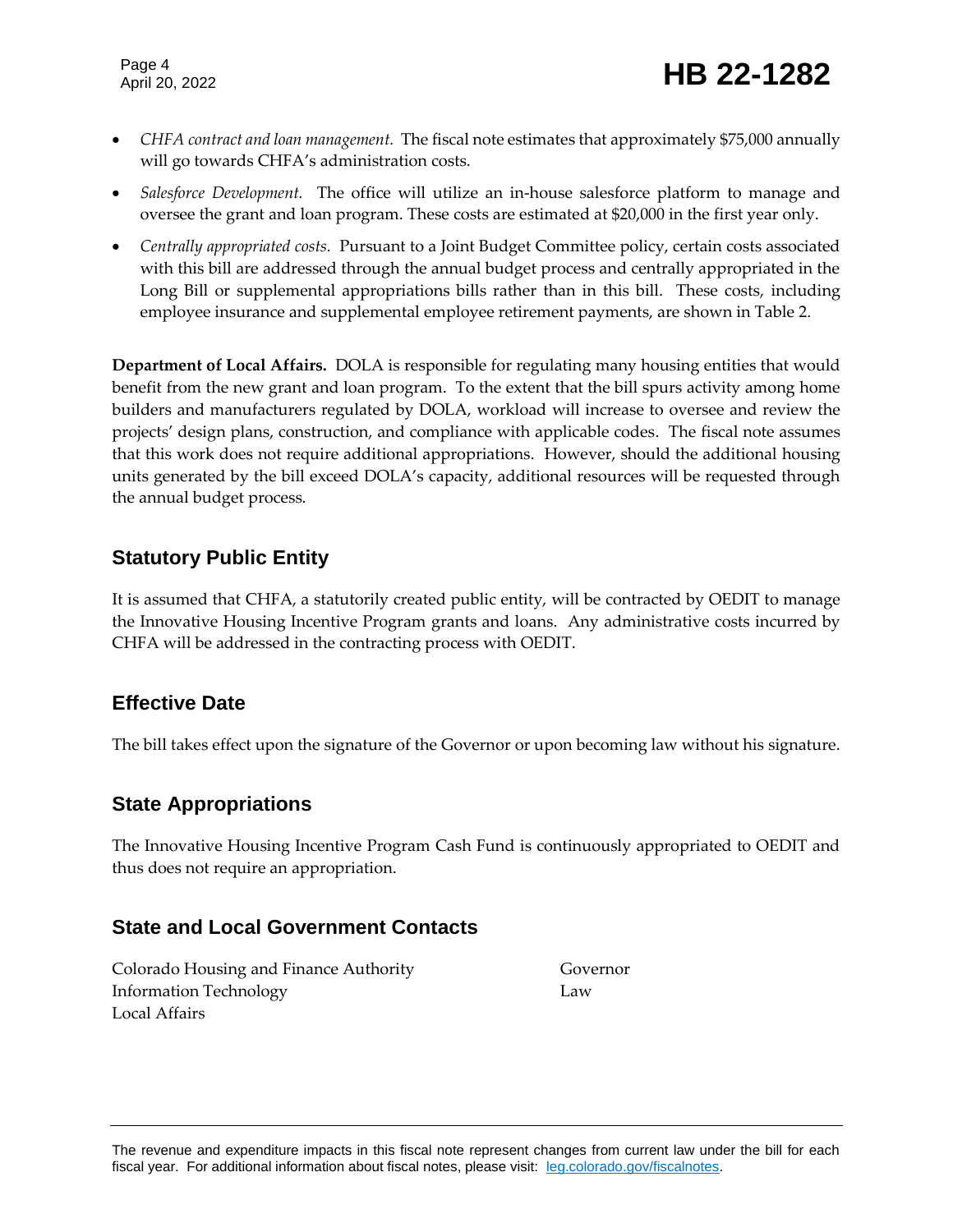- *CHFA contract and loan management.* The fiscal note estimates that approximately $75,000 annually will go towards CHFA's administration costs.
- *Salesforce Development.* The office will utilize an in-house salesforce platform to manage and oversee the grant and loan program. These costs are estimated at $20,000 in the first year only.
- *Centrally appropriated costs.* Pursuant to a Joint Budget Committee policy, certain costs associated with this bill are addressed through the annual budget process and centrally appropriated in the Long Bill or supplemental appropriations bills rather than in this bill. These costs, including employee insurance and supplemental employee retirement payments, are shown in Table 2.

**Department of Local Affairs.** DOLA is responsible for regulating many housing entities that would benefit from the new grant and loan program. To the extent that the bill spurs activity among home builders and manufacturers regulated by DOLA, workload will increase to oversee and review the projects' design plans, construction, and compliance with applicable codes. The fiscal note assumes that this work does not require additional appropriations. However, should the additional housing units generated by the bill exceed DOLA's capacity, additional resources will be requested through the annual budget process.

## Statutory Public Entity

It is assumed that CHFA, a statutorily created public entity, will be contracted by OEDIT to manage the Innovative Housing Incentive Program grants and loans. Any administrative costs incurred by CHFA will be addressed in the contracting process with OEDIT.

## Effective Date

The bill takes effect upon the signature of the Governor or upon becoming law without his signature.

## State Appropriations

The Innovative Housing Incentive Program Cash Fund is continuously appropriated to OEDIT and thus does not require an appropriation.

## State and Local Government Contacts

Colorado Housing and Finance Authority
Governor
Information Technology
Law
Local Affairs

The revenue and expenditure impacts in this fiscal note represent changes from current law under the bill for each fiscal year. For additional information about fiscal notes, please visit: [leg.colorado.gov/fiscalnotes](leg.colorado.gov/fiscalnotes).